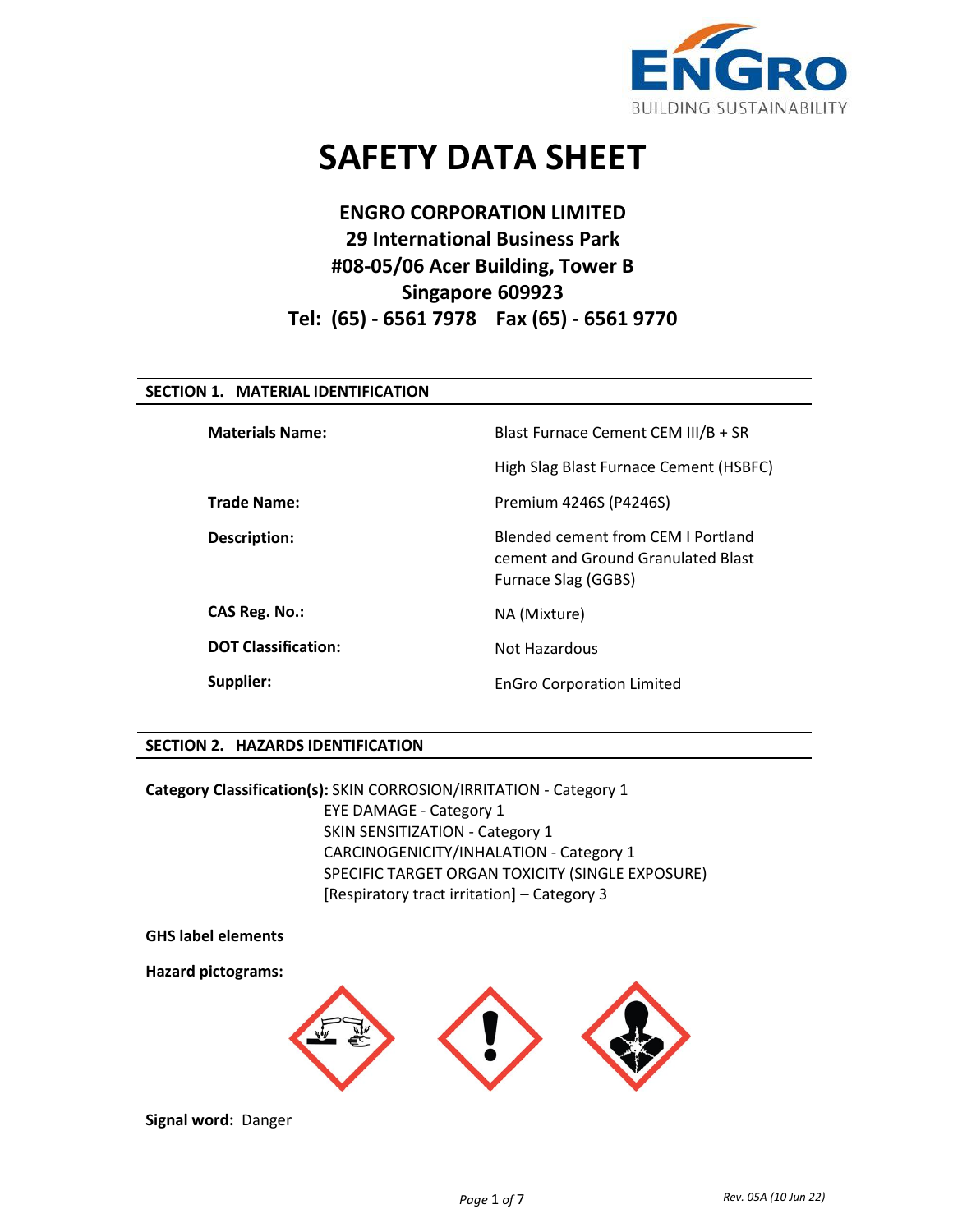# SAFETY DATA SHEET

**ENGRO CORPORATION LIMITED**
**29 International Business Park**
**#08-05/06 Acer Building, Tower B**
**Singapore 609923**
**Tel: (65) - 6561 7978 Fax (65) - 6561 9770**

## SECTION 1. MATERIAL IDENTIFICATION

| | |
|---|---|
| **Materials Name:** | Blast Furnace Cement CEM III/B + SR |
| | High Slag Blast Furnace Cement (HSBFC) |
| **Trade Name:** | Premium 4246S (P4246S) |
| **Description:** | Blended cement from CEM I Portland cement and Ground Granulated Blast Furnace Slag (GGBS) |
| **CAS Reg. No.:** | NA (Mixture) |
| **DOT Classification:** | Not Hazardous |
| **Supplier:** | EnGro Corporation Limited |

## SECTION 2. HAZARDS IDENTIFICATION

**Category Classification(s):** SKIN CORROSION/IRRITATION - Category 1
EYE DAMAGE - Category 1
SKIN SENSITIZATION - Category 1
CARCINOGENICITY/INHALATION - Category 1
SPECIFIC TARGET ORGAN TOXICITY (SINGLE EXPOSURE) [Respiratory tract irritation] – Category 3

**GHS label elements**

**Hazard pictograms:**

**Signal word:** Danger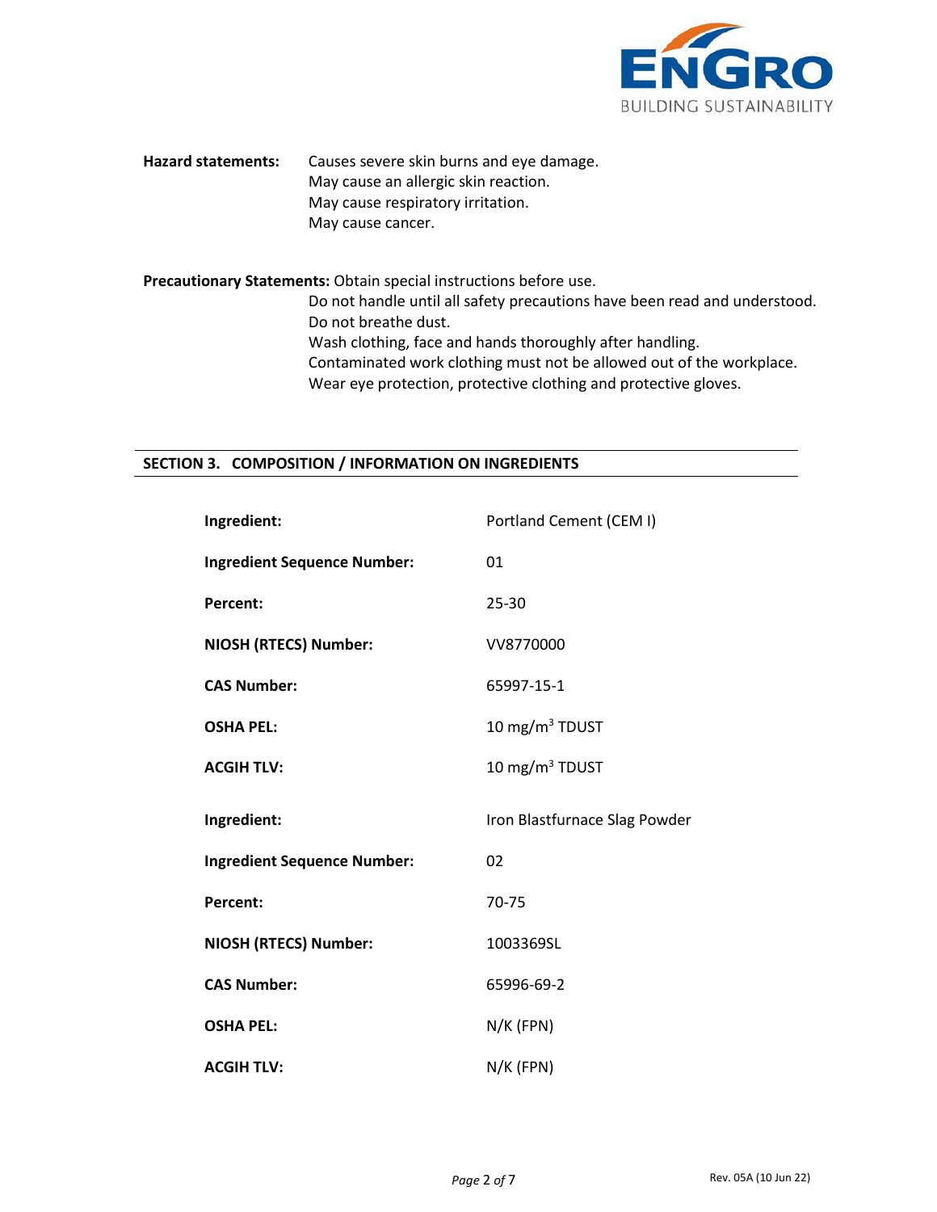**Hazard statements:** Causes severe skin burns and eye damage.
May cause an allergic skin reaction.
May cause respiratory irritation.
May cause cancer.

**Precautionary Statements:** Obtain special instructions before use.
Do not handle until all safety precautions have been read and understood.
Do not breathe dust.
Wash clothing, face and hands thoroughly after handling.
Contaminated work clothing must not be allowed out of the workplace.
Wear eye protection, protective clothing and protective gloves.

## SECTION 3. COMPOSITION / INFORMATION ON INGREDIENTS

| | |
|---|---|
| **Ingredient:** | Portland Cement (CEM I) |
| **Ingredient Sequence Number:** | 01 |
| **Percent:** | 25-30 |
| **NIOSH (RTECS) Number:** | VV8770000 |
| **CAS Number:** | 65997-15-1 |
| **OSHA PEL:** | 10 mg/m$^3$ TDUST |
| **ACGIH TLV:** | 10 mg/m$^3$ TDUST |

| | |
|---|---|
| **Ingredient:** | Iron Blastfurnace Slag Powder |
| **Ingredient Sequence Number:** | 02 |
| **Percent:** | 70-75 |
| **NIOSH (RTECS) Number:** | 1003369SL |
| **CAS Number:** | 65996-69-2 |
| **OSHA PEL:** | N/K (FPN) |
| **ACGIH TLV:** | N/K (FPN) |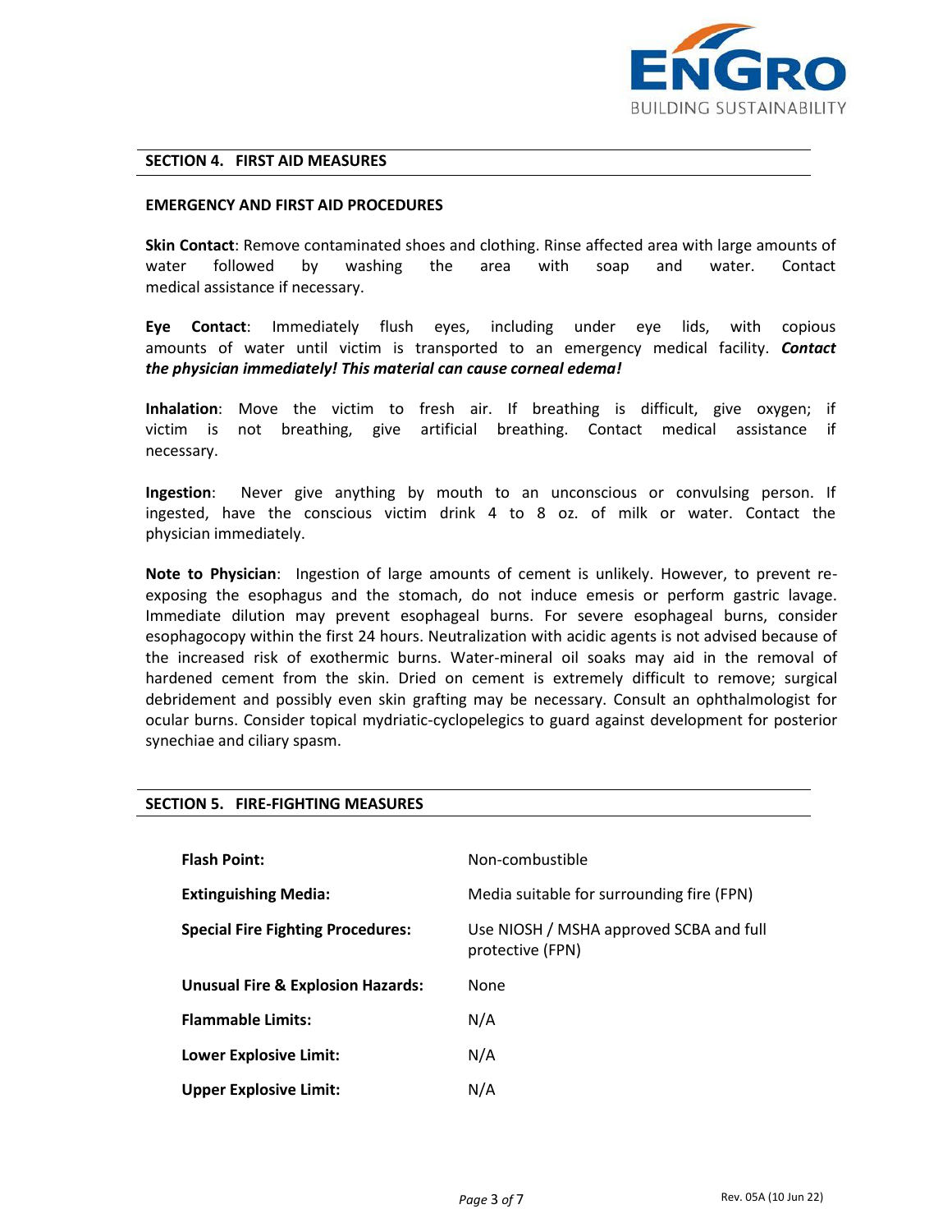## SECTION 4. FIRST AID MEASURES

### EMERGENCY AND FIRST AID PROCEDURES

**Skin Contact**: Remove contaminated shoes and clothing. Rinse affected area with large amounts of water followed by washing the area with soap and water. Contact medical assistance if necessary.

**Eye Contact**: Immediately flush eyes, including under eye lids, with copious amounts of water until victim is transported to an emergency medical facility. ***Contact the physician immediately! This material can cause corneal edema!***

**Inhalation**: Move the victim to fresh air. If breathing is difficult, give oxygen; if victim is not breathing, give artificial breathing. Contact medical assistance if necessary.

**Ingestion**: Never give anything by mouth to an unconscious or convulsing person. If ingested, have the conscious victim drink 4 to 8 oz. of milk or water. Contact the physician immediately.

**Note to Physician**: Ingestion of large amounts of cement is unlikely. However, to prevent re-exposing the esophagus and the stomach, do not induce emesis or perform gastric lavage. Immediate dilution may prevent esophageal burns. For severe esophageal burns, consider esophagocopy within the first 24 hours. Neutralization with acidic agents is not advised because of the increased risk of exothermic burns. Water-mineral oil soaks may aid in the removal of hardened cement from the skin. Dried on cement is extremely difficult to remove; surgical debridement and possibly even skin grafting may be necessary. Consult an ophthalmologist for ocular burns. Consider topical mydriatic-cyclopelegics to guard against development for posterior synechiae and ciliary spasm.

## SECTION 5. FIRE-FIGHTING MEASURES

| | |
|---|---|
| **Flash Point:** | Non-combustible |
| **Extinguishing Media:** | Media suitable for surrounding fire (FPN) |
| **Special Fire Fighting Procedures:** | Use NIOSH / MSHA approved SCBA and full protective (FPN) |
| **Unusual Fire & Explosion Hazards:** | None |
| **Flammable Limits:** | N/A |
| **Lower Explosive Limit:** | N/A |
| **Upper Explosive Limit:** | N/A |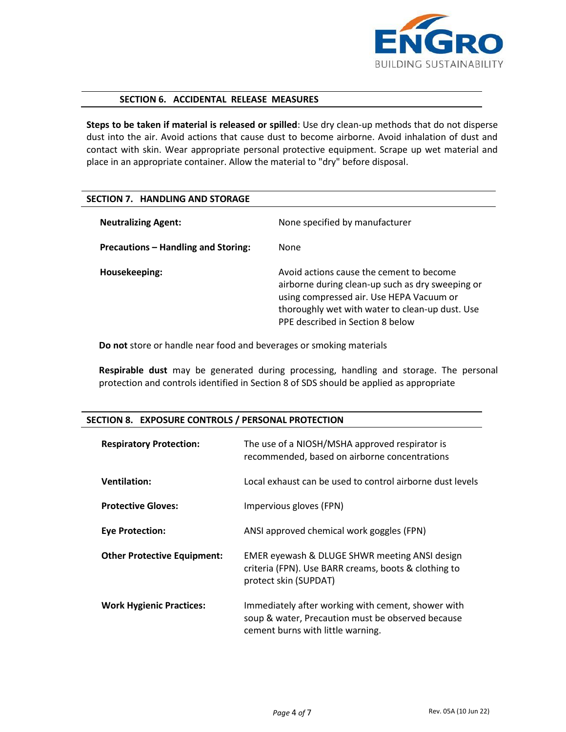## SECTION 6. ACCIDENTAL RELEASE MEASURES

**Steps to be taken if material is released or spilled**: Use dry clean-up methods that do not disperse dust into the air. Avoid actions that cause dust to become airborne. Avoid inhalation of dust and contact with skin. Wear appropriate personal protective equipment. Scrape up wet material and place in an appropriate container. Allow the material to "dry" before disposal.

## SECTION 7. HANDLING AND STORAGE

| | |
|---|---|
| **Neutralizing Agent:** | None specified by manufacturer |
| **Precautions – Handling and Storing:** | None |
| **Housekeeping:** | Avoid actions cause the cement to become airborne during clean-up such as dry sweeping or using compressed air. Use HEPA Vacuum or thoroughly wet with water to clean-up dust. Use PPE described in Section 8 below |

**Do not** store or handle near food and beverages or smoking materials

**Respirable dust** may be generated during processing, handling and storage. The personal protection and controls identified in Section 8 of SDS should be applied as appropriate

## SECTION 8. EXPOSURE CONTROLS / PERSONAL PROTECTION

| | |
|---|---|
| **Respiratory Protection:** | The use of a NIOSH/MSHA approved respirator is recommended, based on airborne concentrations |
| **Ventilation:** | Local exhaust can be used to control airborne dust levels |
| **Protective Gloves:** | Impervious gloves (FPN) |
| **Eye Protection:** | ANSI approved chemical work goggles (FPN) |
| **Other Protective Equipment:** | EMER eyewash & DLUGE SHWR meeting ANSI design criteria (FPN). Use BARR creams, boots & clothing to protect skin (SUPDAT) |
| **Work Hygienic Practices:** | Immediately after working with cement, shower with soup & water, Precaution must be observed because cement burns with little warning. |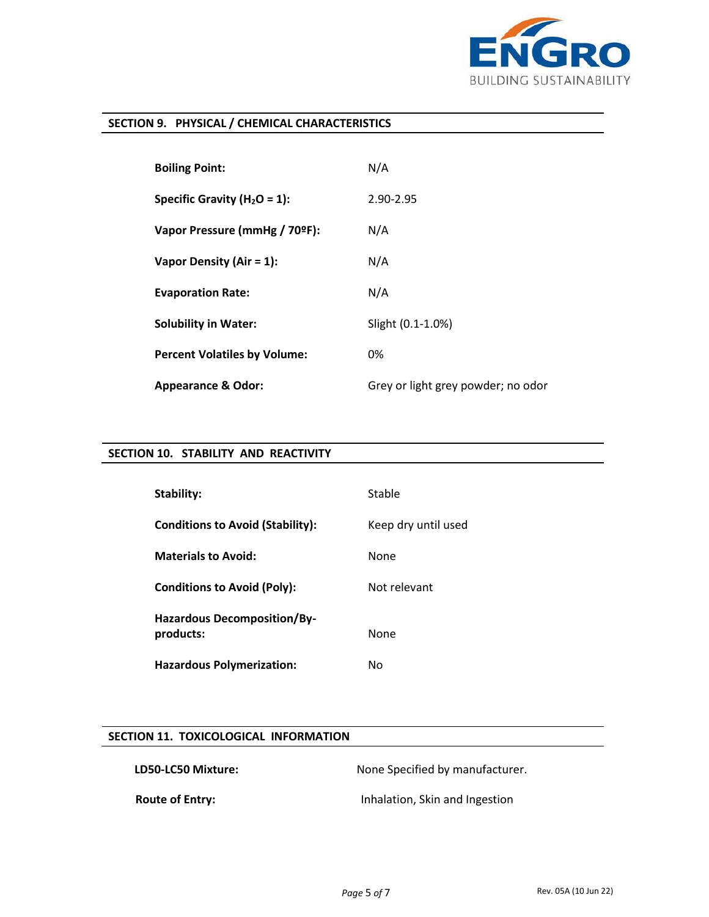## SECTION 9. PHYSICAL / CHEMICAL CHARACTERISTICS

| | |
|---|---|
| **Boiling Point:** | N/A |
| **Specific Gravity ($H_2O$ = 1):** | 2.90-2.95 |
| **Vapor Pressure (mmHg / 70ºF):** | N/A |
| **Vapor Density (Air = 1):** | N/A |
| **Evaporation Rate:** | N/A |
| **Solubility in Water:** | Slight (0.1-1.0%) |
| **Percent Volatiles by Volume:** | 0% |
| **Appearance & Odor:** | Grey or light grey powder; no odor |

## SECTION 10. STABILITY AND REACTIVITY

| | |
|---|---|
| **Stability:** | Stable |
| **Conditions to Avoid (Stability):** | Keep dry until used |
| **Materials to Avoid:** | None |
| **Conditions to Avoid (Poly):** | Not relevant |
| **Hazardous Decomposition/By-products:** | None |
| **Hazardous Polymerization:** | No |

## SECTION 11. TOXICOLOGICAL INFORMATION

| | |
|---|---|
| **LD50-LC50 Mixture:** | None Specified by manufacturer. |
| **Route of Entry:** | Inhalation, Skin and Ingestion |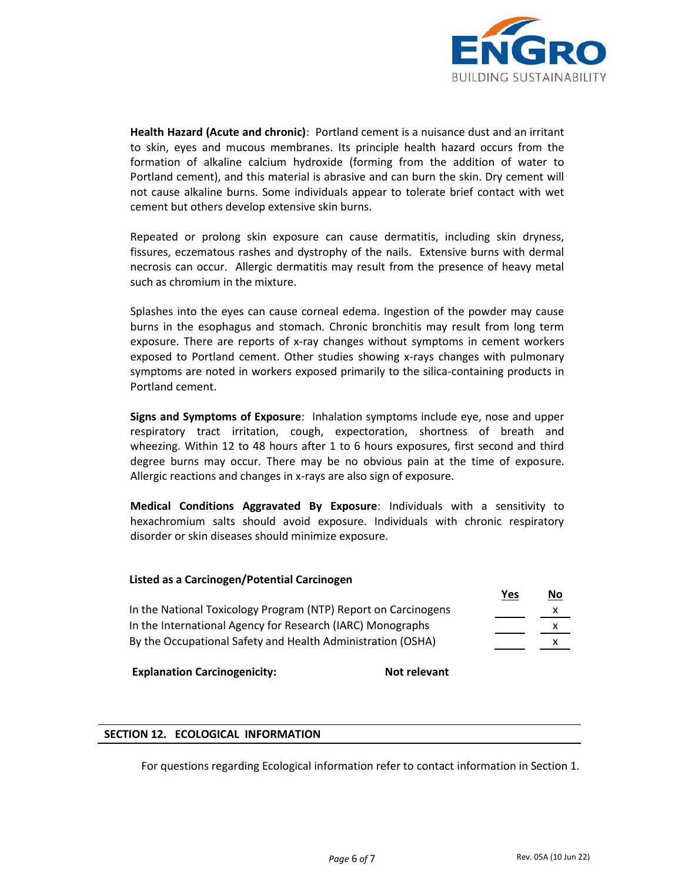**Health Hazard (Acute and chronic)**: Portland cement is a nuisance dust and an irritant to skin, eyes and mucous membranes. Its principle health hazard occurs from the formation of alkaline calcium hydroxide (forming from the addition of water to Portland cement), and this material is abrasive and can burn the skin. Dry cement will not cause alkaline burns. Some individuals appear to tolerate brief contact with wet cement but others develop extensive skin burns.

Repeated or prolong skin exposure can cause dermatitis, including skin dryness, fissures, eczematous rashes and dystrophy of the nails. Extensive burns with dermal necrosis can occur. Allergic dermatitis may result from the presence of heavy metal such as chromium in the mixture.

Splashes into the eyes can cause corneal edema. Ingestion of the powder may cause burns in the esophagus and stomach. Chronic bronchitis may result from long term exposure. There are reports of x-ray changes without symptoms in cement workers exposed to Portland cement. Other studies showing x-rays changes with pulmonary symptoms are noted in workers exposed primarily to the silica-containing products in Portland cement.

**Signs and Symptoms of Exposure**: Inhalation symptoms include eye, nose and upper respiratory tract irritation, cough, expectoration, shortness of breath and wheezing. Within 12 to 48 hours after 1 to 6 hours exposures, first second and third degree burns may occur. There may be no obvious pain at the time of exposure. Allergic reactions and changes in x-rays are also sign of exposure.

**Medical Conditions Aggravated By Exposure**: Individuals with a sensitivity to hexachromium salts should avoid exposure. Individuals with chronic respiratory disorder or skin diseases should minimize exposure.

**Listed as a Carcinogen/Potential Carcinogen**

| | Yes | No |
|---|---|---|
| In the National Toxicology Program (NTP) Report on Carcinogens | | x |
| In the International Agency for Research (IARC) Monographs | | x |
| By the Occupational Safety and Health Administration (OSHA) | | x |

**Explanation Carcinogenicity:** **Not relevant**

## SECTION 12. ECOLOGICAL INFORMATION

For questions regarding Ecological information refer to contact information in Section 1.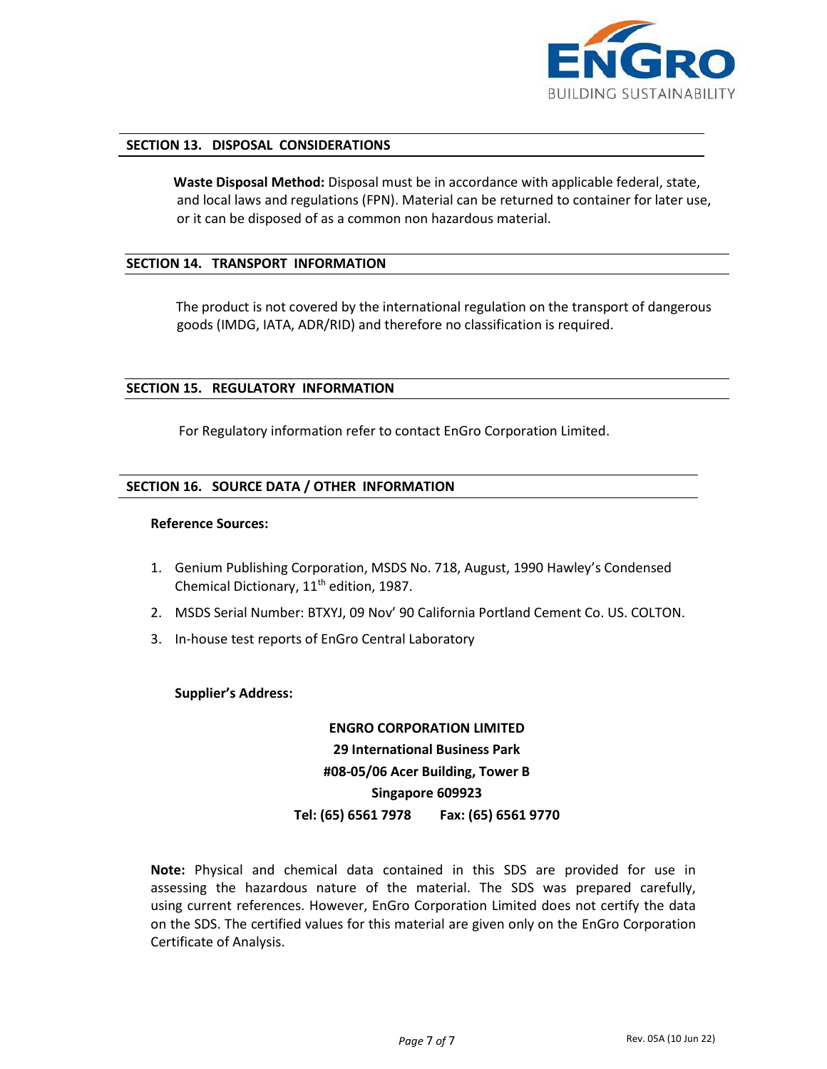## SECTION 13. DISPOSAL CONSIDERATIONS

**Waste Disposal Method:** Disposal must be in accordance with applicable federal, state, and local laws and regulations (FPN). Material can be returned to container for later use, or it can be disposed of as a common non hazardous material.

## SECTION 14. TRANSPORT INFORMATION

The product is not covered by the international regulation on the transport of dangerous goods (IMDG, IATA, ADR/RID) and therefore no classification is required.

## SECTION 15. REGULATORY INFORMATION

For Regulatory information refer to contact EnGro Corporation Limited.

## SECTION 16. SOURCE DATA / OTHER INFORMATION

**Reference Sources:**

1. Genium Publishing Corporation, MSDS No. 718, August, 1990 Hawley's Condensed Chemical Dictionary, 11th edition, 1987.
2. MSDS Serial Number: BTXYJ, 09 Nov' 90 California Portland Cement Co. US. COLTON.
3. In-house test reports of EnGro Central Laboratory

**Supplier's Address:**

**ENGRO CORPORATION LIMITED**
**29 International Business Park**
**#08-05/06 Acer Building, Tower B**
**Singapore 609923**
**Tel: (65) 6561 7978 Fax: (65) 6561 9770**

**Note:** Physical and chemical data contained in this SDS are provided for use in assessing the hazardous nature of the material. The SDS was prepared carefully, using current references. However, EnGro Corporation Limited does not certify the data on the SDS. The certified values for this material are given only on the EnGro Corporation Certificate of Analysis.

Rev. 05A (10 Jun 22)